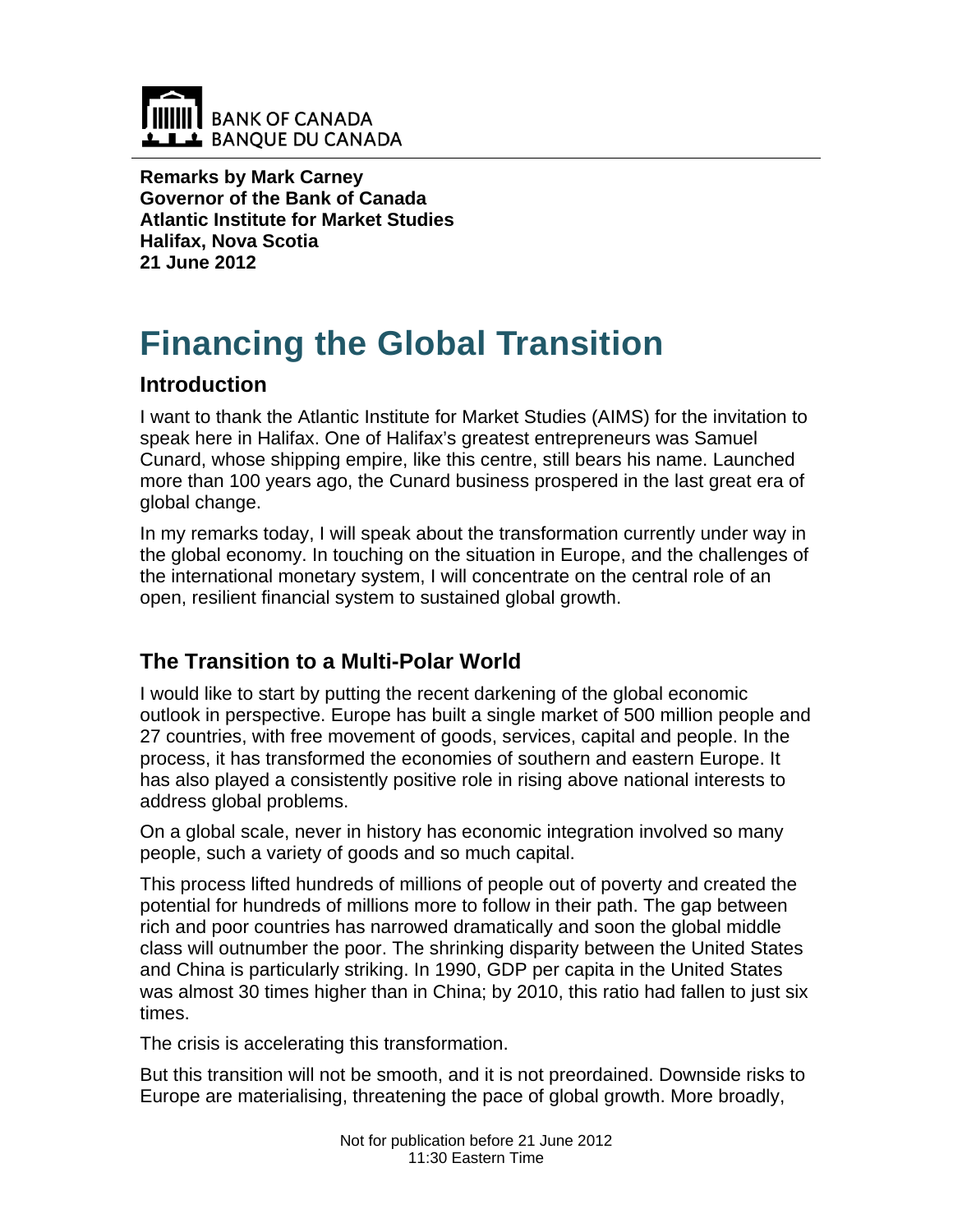BANK OF CANADA
BANQUE DU CANADA

**Remarks by Mark Carney**
**Governor of the Bank of Canada**
**Atlantic Institute for Market Studies**
**Halifax, Nova Scotia**
**21 June 2012**

# Financing the Global Transition

## Introduction

I want to thank the Atlantic Institute for Market Studies (AIMS) for the invitation to speak here in Halifax. One of Halifax's greatest entrepreneurs was Samuel Cunard, whose shipping empire, like this centre, still bears his name. Launched more than 100 years ago, the Cunard business prospered in the last great era of global change.

In my remarks today, I will speak about the transformation currently under way in the global economy. In touching on the situation in Europe, and the challenges of the international monetary system, I will concentrate on the central role of an open, resilient financial system to sustained global growth.

## The Transition to a Multi-Polar World

I would like to start by putting the recent darkening of the global economic outlook in perspective. Europe has built a single market of 500 million people and 27 countries, with free movement of goods, services, capital and people. In the process, it has transformed the economies of southern and eastern Europe. It has also played a consistently positive role in rising above national interests to address global problems.

On a global scale, never in history has economic integration involved so many people, such a variety of goods and so much capital.

This process lifted hundreds of millions of people out of poverty and created the potential for hundreds of millions more to follow in their path. The gap between rich and poor countries has narrowed dramatically and soon the global middle class will outnumber the poor. The shrinking disparity between the United States and China is particularly striking. In 1990, GDP per capita in the United States was almost 30 times higher than in China; by 2010, this ratio had fallen to just six times.

The crisis is accelerating this transformation.

But this transition will not be smooth, and it is not preordained. Downside risks to Europe are materialising, threatening the pace of global growth. More broadly,

Not for publication before 21 June 2012
11:30 Eastern Time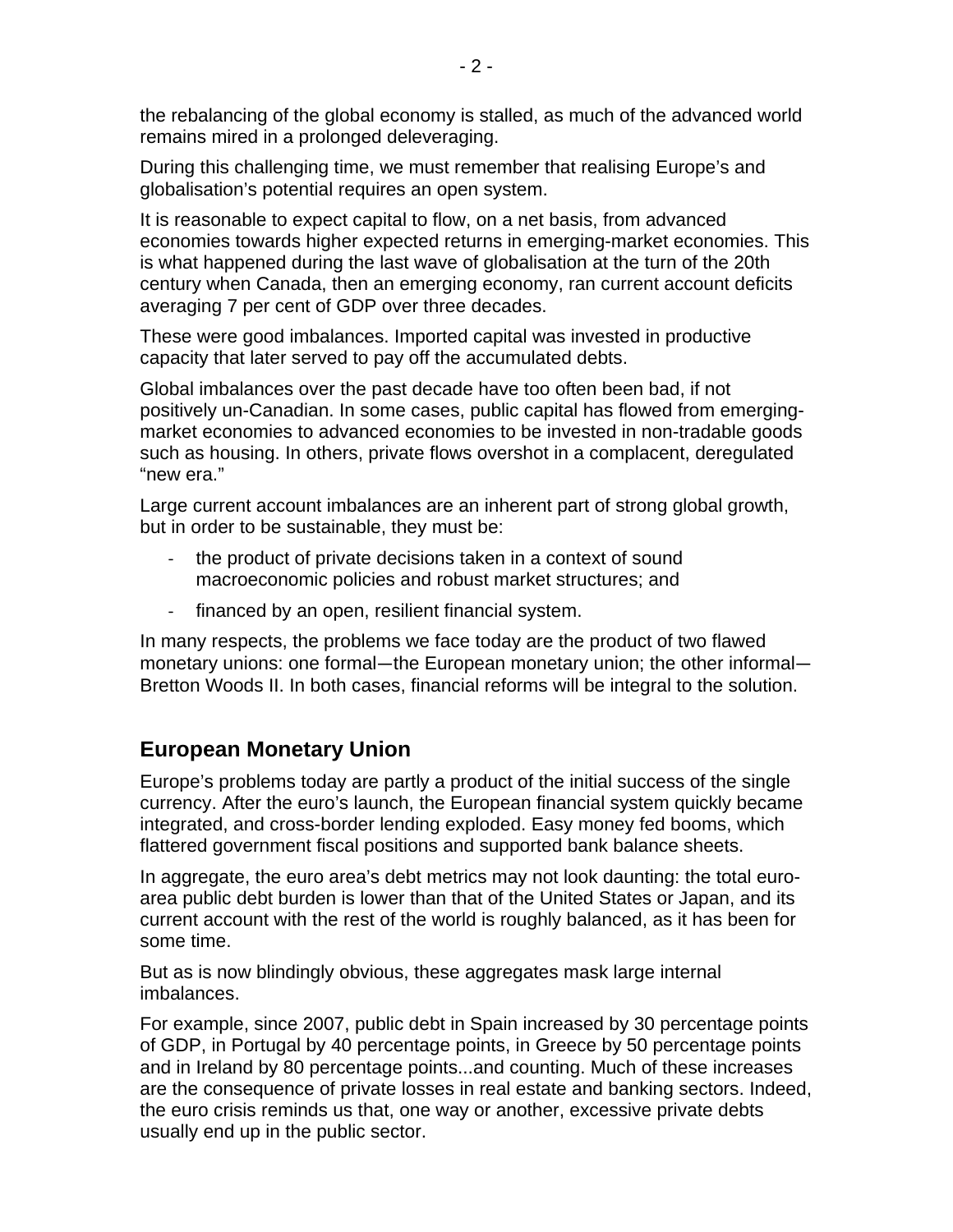the rebalancing of the global economy is stalled, as much of the advanced world remains mired in a prolonged deleveraging.

During this challenging time, we must remember that realising Europe's and globalisation's potential requires an open system.

It is reasonable to expect capital to flow, on a net basis, from advanced economies towards higher expected returns in emerging-market economies. This is what happened during the last wave of globalisation at the turn of the 20th century when Canada, then an emerging economy, ran current account deficits averaging 7 per cent of GDP over three decades.

These were good imbalances. Imported capital was invested in productive capacity that later served to pay off the accumulated debts.

Global imbalances over the past decade have too often been bad, if not positively un-Canadian. In some cases, public capital has flowed from emerging-market economies to advanced economies to be invested in non-tradable goods such as housing. In others, private flows overshot in a complacent, deregulated "new era."

Large current account imbalances are an inherent part of strong global growth, but in order to be sustainable, they must be:

- the product of private decisions taken in a context of sound macroeconomic policies and robust market structures; and
- financed by an open, resilient financial system.

In many respects, the problems we face today are the product of two flawed monetary unions: one formal—the European monetary union; the other informal—Bretton Woods II. In both cases, financial reforms will be integral to the solution.

## European Monetary Union

Europe's problems today are partly a product of the initial success of the single currency. After the euro's launch, the European financial system quickly became integrated, and cross-border lending exploded. Easy money fed booms, which flattered government fiscal positions and supported bank balance sheets.

In aggregate, the euro area's debt metrics may not look daunting: the total euro-area public debt burden is lower than that of the United States or Japan, and its current account with the rest of the world is roughly balanced, as it has been for some time.

But as is now blindingly obvious, these aggregates mask large internal imbalances.

For example, since 2007, public debt in Spain increased by 30 percentage points of GDP, in Portugal by 40 percentage points, in Greece by 50 percentage points and in Ireland by 80 percentage points...and counting. Much of these increases are the consequence of private losses in real estate and banking sectors. Indeed, the euro crisis reminds us that, one way or another, excessive private debts usually end up in the public sector.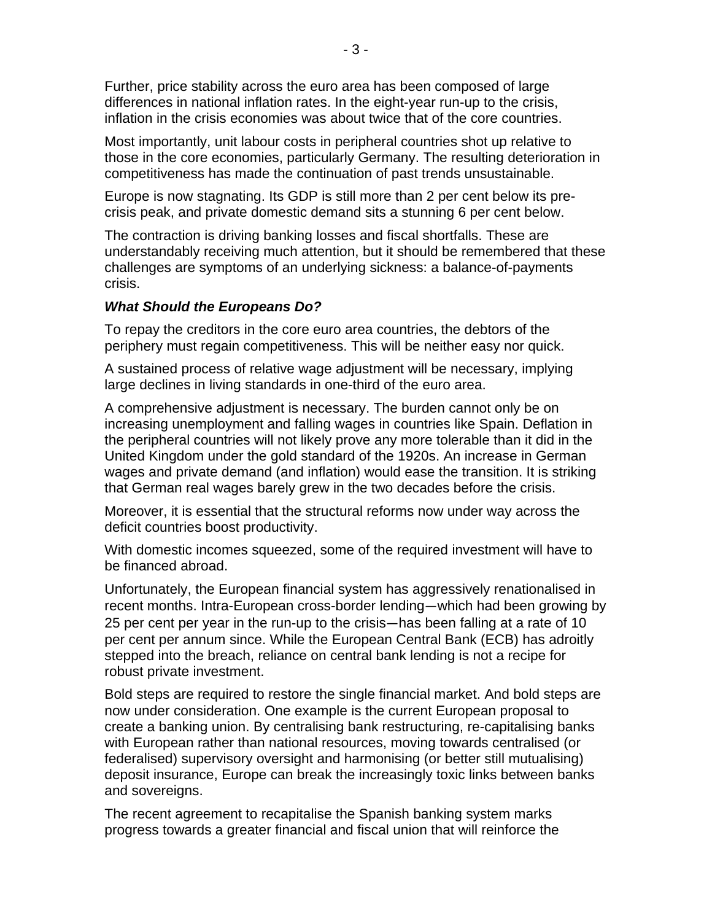Further, price stability across the euro area has been composed of large differences in national inflation rates. In the eight-year run-up to the crisis, inflation in the crisis economies was about twice that of the core countries.

Most importantly, unit labour costs in peripheral countries shot up relative to those in the core economies, particularly Germany. The resulting deterioration in competitiveness has made the continuation of past trends unsustainable.

Europe is now stagnating. Its GDP is still more than 2 per cent below its pre-crisis peak, and private domestic demand sits a stunning 6 per cent below.

The contraction is driving banking losses and fiscal shortfalls. These are understandably receiving much attention, but it should be remembered that these challenges are symptoms of an underlying sickness: a balance-of-payments crisis.

***What Should the Europeans Do?***

To repay the creditors in the core euro area countries, the debtors of the periphery must regain competitiveness. This will be neither easy nor quick.

A sustained process of relative wage adjustment will be necessary, implying large declines in living standards in one-third of the euro area.

A comprehensive adjustment is necessary. The burden cannot only be on increasing unemployment and falling wages in countries like Spain. Deflation in the peripheral countries will not likely prove any more tolerable than it did in the United Kingdom under the gold standard of the 1920s. An increase in German wages and private demand (and inflation) would ease the transition. It is striking that German real wages barely grew in the two decades before the crisis.

Moreover, it is essential that the structural reforms now under way across the deficit countries boost productivity.

With domestic incomes squeezed, some of the required investment will have to be financed abroad.

Unfortunately, the European financial system has aggressively renationalised in recent months. Intra-European cross-border lending—which had been growing by 25 per cent per year in the run-up to the crisis—has been falling at a rate of 10 per cent per annum since. While the European Central Bank (ECB) has adroitly stepped into the breach, reliance on central bank lending is not a recipe for robust private investment.

Bold steps are required to restore the single financial market. And bold steps are now under consideration. One example is the current European proposal to create a banking union. By centralising bank restructuring, re-capitalising banks with European rather than national resources, moving towards centralised (or federalised) supervisory oversight and harmonising (or better still mutualising) deposit insurance, Europe can break the increasingly toxic links between banks and sovereigns.

The recent agreement to recapitalise the Spanish banking system marks progress towards a greater financial and fiscal union that will reinforce the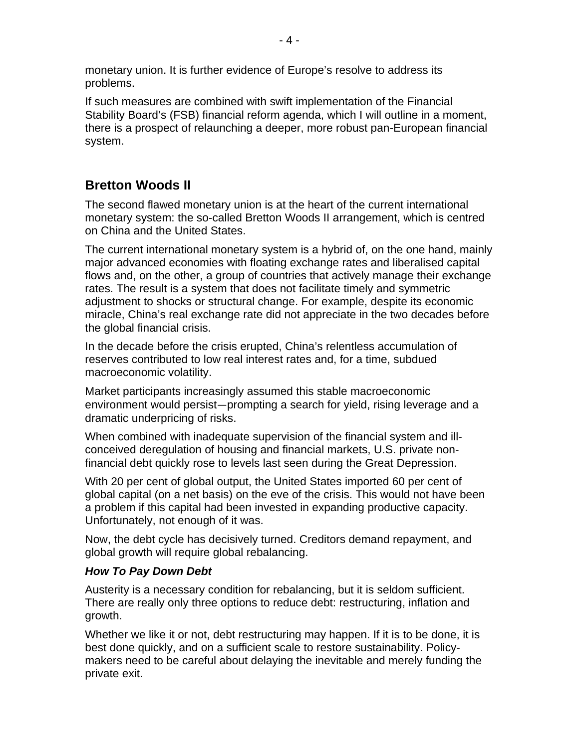monetary union. It is further evidence of Europe's resolve to address its problems.

If such measures are combined with swift implementation of the Financial Stability Board's (FSB) financial reform agenda, which I will outline in a moment, there is a prospect of relaunching a deeper, more robust pan-European financial system.

## Bretton Woods II

The second flawed monetary union is at the heart of the current international monetary system: the so-called Bretton Woods II arrangement, which is centred on China and the United States.

The current international monetary system is a hybrid of, on the one hand, mainly major advanced economies with floating exchange rates and liberalised capital flows and, on the other, a group of countries that actively manage their exchange rates. The result is a system that does not facilitate timely and symmetric adjustment to shocks or structural change. For example, despite its economic miracle, China's real exchange rate did not appreciate in the two decades before the global financial crisis.

In the decade before the crisis erupted, China's relentless accumulation of reserves contributed to low real interest rates and, for a time, subdued macroeconomic volatility.

Market participants increasingly assumed this stable macroeconomic environment would persist—prompting a search for yield, rising leverage and a dramatic underpricing of risks.

When combined with inadequate supervision of the financial system and ill-conceived deregulation of housing and financial markets, U.S. private non-financial debt quickly rose to levels last seen during the Great Depression.

With 20 per cent of global output, the United States imported 60 per cent of global capital (on a net basis) on the eve of the crisis. This would not have been a problem if this capital had been invested in expanding productive capacity. Unfortunately, not enough of it was.

Now, the debt cycle has decisively turned. Creditors demand repayment, and global growth will require global rebalancing.

### *How To Pay Down Debt*

Austerity is a necessary condition for rebalancing, but it is seldom sufficient. There are really only three options to reduce debt: restructuring, inflation and growth.

Whether we like it or not, debt restructuring may happen. If it is to be done, it is best done quickly, and on a sufficient scale to restore sustainability. Policy-makers need to be careful about delaying the inevitable and merely funding the private exit.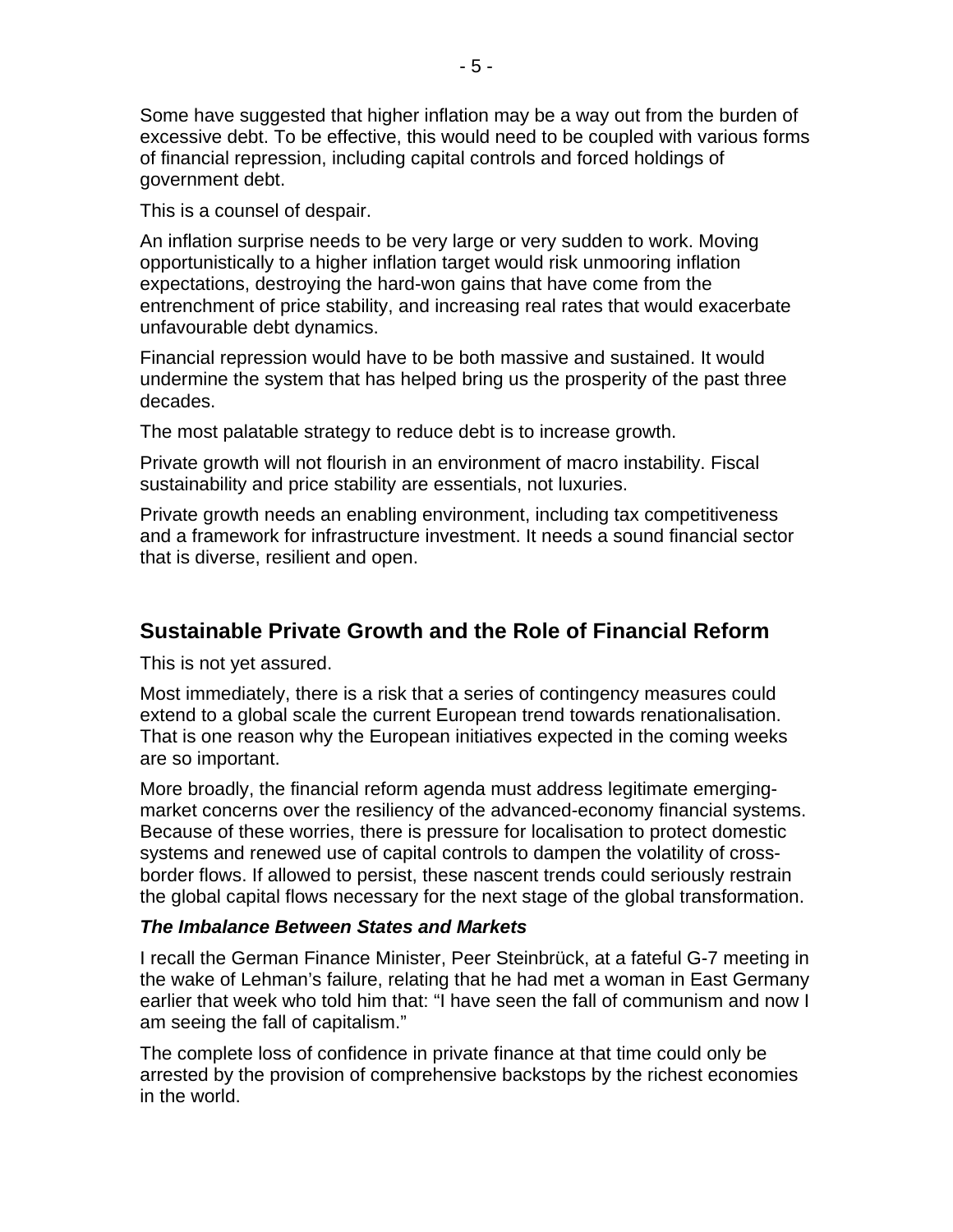Some have suggested that higher inflation may be a way out from the burden of excessive debt. To be effective, this would need to be coupled with various forms of financial repression, including capital controls and forced holdings of government debt.

This is a counsel of despair.

An inflation surprise needs to be very large or very sudden to work. Moving opportunistically to a higher inflation target would risk unmooring inflation expectations, destroying the hard-won gains that have come from the entrenchment of price stability, and increasing real rates that would exacerbate unfavourable debt dynamics.

Financial repression would have to be both massive and sustained. It would undermine the system that has helped bring us the prosperity of the past three decades.

The most palatable strategy to reduce debt is to increase growth.

Private growth will not flourish in an environment of macro instability. Fiscal sustainability and price stability are essentials, not luxuries.

Private growth needs an enabling environment, including tax competitiveness and a framework for infrastructure investment. It needs a sound financial sector that is diverse, resilient and open.

## Sustainable Private Growth and the Role of Financial Reform

This is not yet assured.

Most immediately, there is a risk that a series of contingency measures could extend to a global scale the current European trend towards renationalisation. That is one reason why the European initiatives expected in the coming weeks are so important.

More broadly, the financial reform agenda must address legitimate emerging-market concerns over the resiliency of the advanced-economy financial systems. Because of these worries, there is pressure for localisation to protect domestic systems and renewed use of capital controls to dampen the volatility of cross-border flows. If allowed to persist, these nascent trends could seriously restrain the global capital flows necessary for the next stage of the global transformation.

### *The Imbalance Between States and Markets*

I recall the German Finance Minister, Peer Steinbrück, at a fateful G-7 meeting in the wake of Lehman's failure, relating that he had met a woman in East Germany earlier that week who told him that: "I have seen the fall of communism and now I am seeing the fall of capitalism."

The complete loss of confidence in private finance at that time could only be arrested by the provision of comprehensive backstops by the richest economies in the world.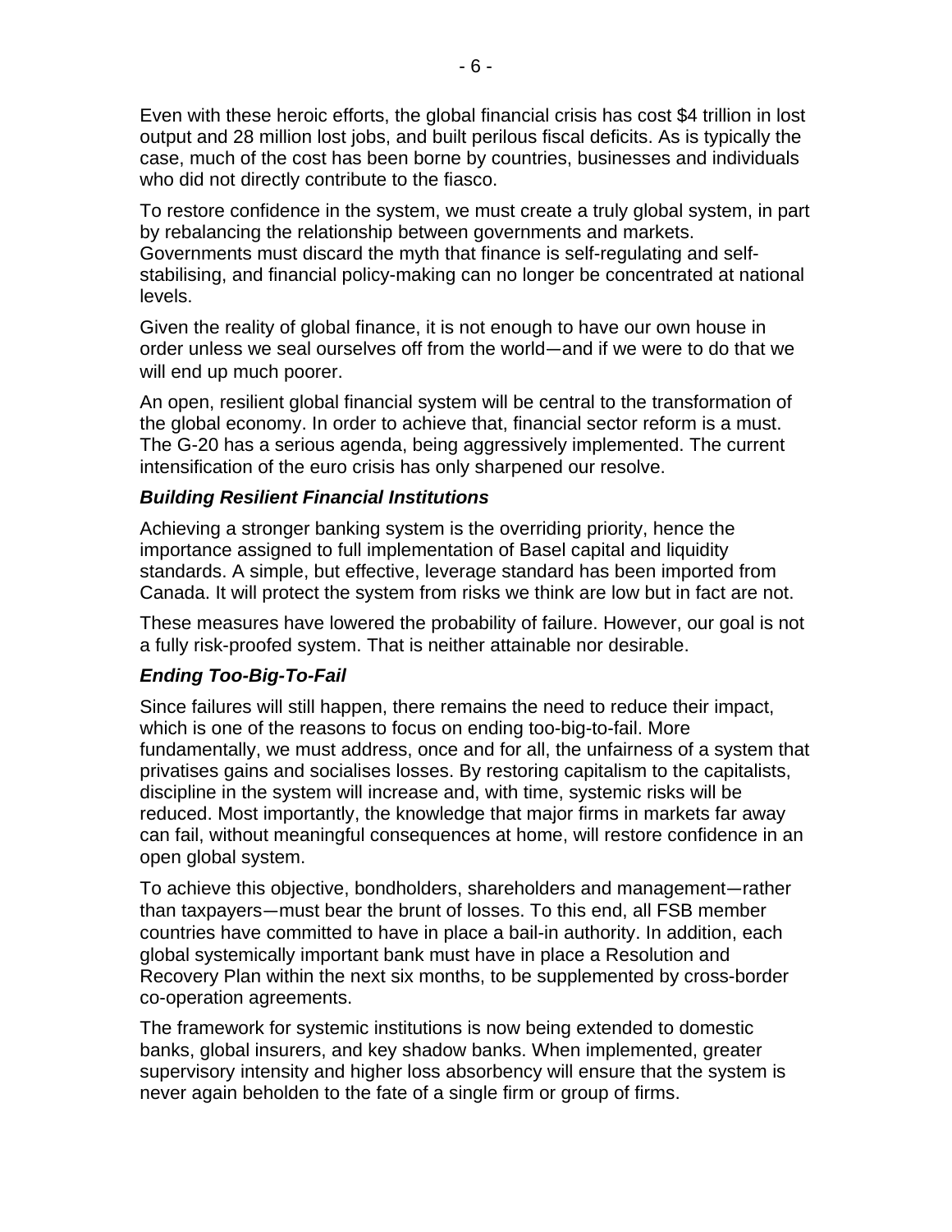Even with these heroic efforts, the global financial crisis has cost $4 trillion in lost output and 28 million lost jobs, and built perilous fiscal deficits. As is typically the case, much of the cost has been borne by countries, businesses and individuals who did not directly contribute to the fiasco.

To restore confidence in the system, we must create a truly global system, in part by rebalancing the relationship between governments and markets. Governments must discard the myth that finance is self-regulating and self-stabilising, and financial policy-making can no longer be concentrated at national levels.

Given the reality of global finance, it is not enough to have our own house in order unless we seal ourselves off from the world—and if we were to do that we will end up much poorer.

An open, resilient global financial system will be central to the transformation of the global economy. In order to achieve that, financial sector reform is a must. The G-20 has a serious agenda, being aggressively implemented. The current intensification of the euro crisis has only sharpened our resolve.

### *Building Resilient Financial Institutions*

Achieving a stronger banking system is the overriding priority, hence the importance assigned to full implementation of Basel capital and liquidity standards. A simple, but effective, leverage standard has been imported from Canada. It will protect the system from risks we think are low but in fact are not.

These measures have lowered the probability of failure. However, our goal is not a fully risk-proofed system. That is neither attainable nor desirable.

### *Ending Too-Big-To-Fail*

Since failures will still happen, there remains the need to reduce their impact, which is one of the reasons to focus on ending too-big-to-fail. More fundamentally, we must address, once and for all, the unfairness of a system that privatises gains and socialises losses. By restoring capitalism to the capitalists, discipline in the system will increase and, with time, systemic risks will be reduced. Most importantly, the knowledge that major firms in markets far away can fail, without meaningful consequences at home, will restore confidence in an open global system.

To achieve this objective, bondholders, shareholders and management—rather than taxpayers—must bear the brunt of losses. To this end, all FSB member countries have committed to have in place a bail-in authority. In addition, each global systemically important bank must have in place a Resolution and Recovery Plan within the next six months, to be supplemented by cross-border co-operation agreements.

The framework for systemic institutions is now being extended to domestic banks, global insurers, and key shadow banks. When implemented, greater supervisory intensity and higher loss absorbency will ensure that the system is never again beholden to the fate of a single firm or group of firms.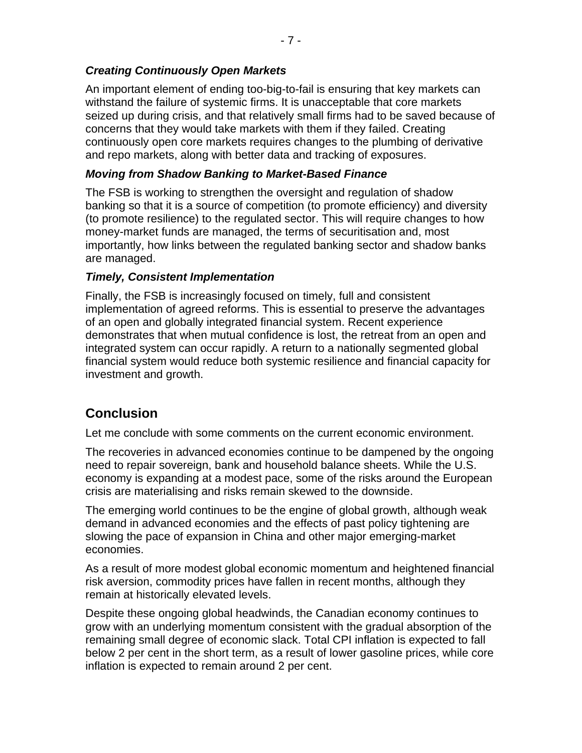### *Creating Continuously Open Markets*

An important element of ending too-big-to-fail is ensuring that key markets can withstand the failure of systemic firms. It is unacceptable that core markets seized up during crisis, and that relatively small firms had to be saved because of concerns that they would take markets with them if they failed. Creating continuously open core markets requires changes to the plumbing of derivative and repo markets, along with better data and tracking of exposures.

### *Moving from Shadow Banking to Market-Based Finance*

The FSB is working to strengthen the oversight and regulation of shadow banking so that it is a source of competition (to promote efficiency) and diversity (to promote resilience) to the regulated sector. This will require changes to how money-market funds are managed, the terms of securitisation and, most importantly, how links between the regulated banking sector and shadow banks are managed.

### *Timely, Consistent Implementation*

Finally, the FSB is increasingly focused on timely, full and consistent implementation of agreed reforms. This is essential to preserve the advantages of an open and globally integrated financial system. Recent experience demonstrates that when mutual confidence is lost, the retreat from an open and integrated system can occur rapidly. A return to a nationally segmented global financial system would reduce both systemic resilience and financial capacity for investment and growth.

## Conclusion

Let me conclude with some comments on the current economic environment.

The recoveries in advanced economies continue to be dampened by the ongoing need to repair sovereign, bank and household balance sheets. While the U.S. economy is expanding at a modest pace, some of the risks around the European crisis are materialising and risks remain skewed to the downside.

The emerging world continues to be the engine of global growth, although weak demand in advanced economies and the effects of past policy tightening are slowing the pace of expansion in China and other major emerging-market economies.

As a result of more modest global economic momentum and heightened financial risk aversion, commodity prices have fallen in recent months, although they remain at historically elevated levels.

Despite these ongoing global headwinds, the Canadian economy continues to grow with an underlying momentum consistent with the gradual absorption of the remaining small degree of economic slack. Total CPI inflation is expected to fall below 2 per cent in the short term, as a result of lower gasoline prices, while core inflation is expected to remain around 2 per cent.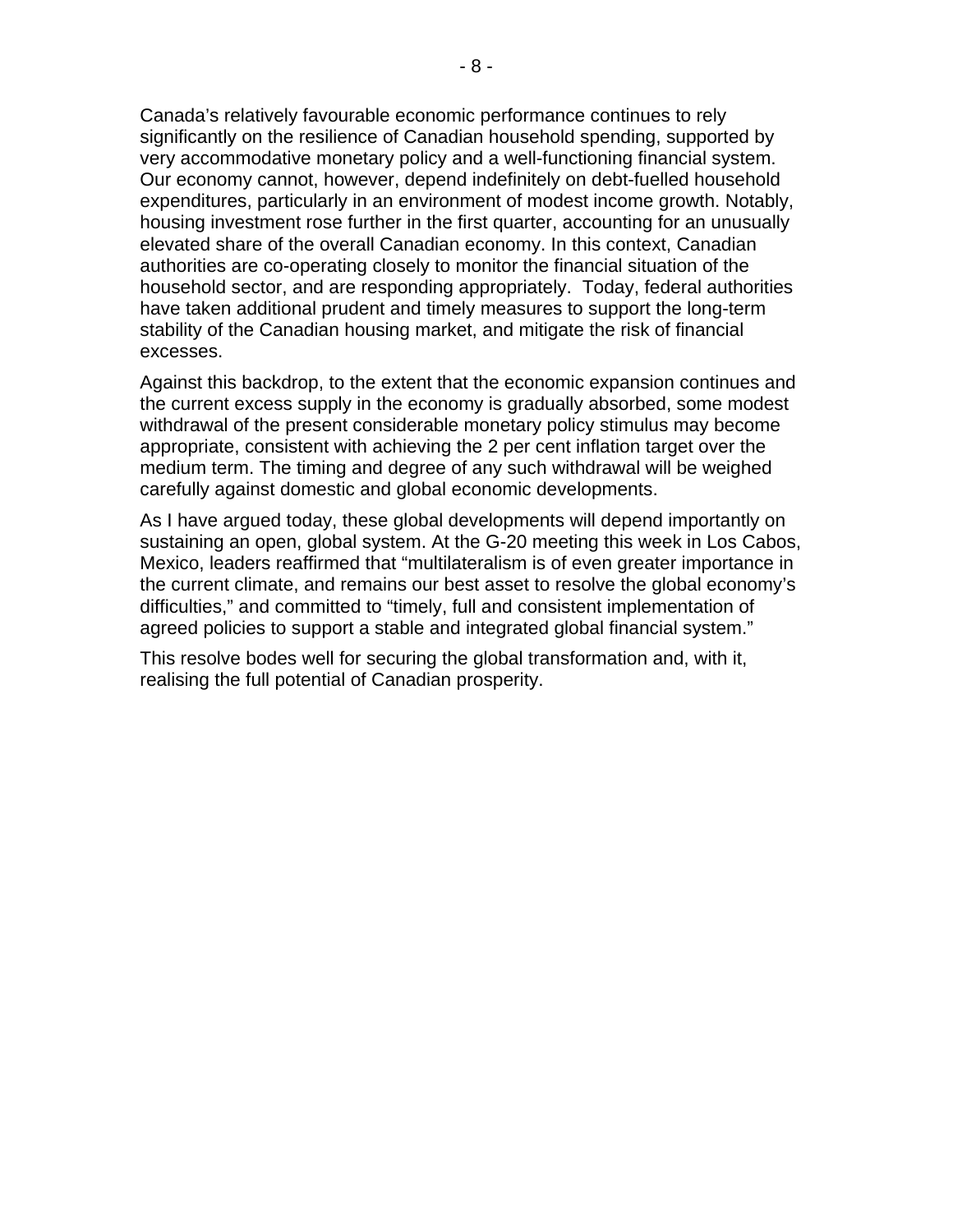Canada's relatively favourable economic performance continues to rely significantly on the resilience of Canadian household spending, supported by very accommodative monetary policy and a well-functioning financial system. Our economy cannot, however, depend indefinitely on debt-fuelled household expenditures, particularly in an environment of modest income growth. Notably, housing investment rose further in the first quarter, accounting for an unusually elevated share of the overall Canadian economy. In this context, Canadian authorities are co-operating closely to monitor the financial situation of the household sector, and are responding appropriately. Today, federal authorities have taken additional prudent and timely measures to support the long-term stability of the Canadian housing market, and mitigate the risk of financial excesses.

Against this backdrop, to the extent that the economic expansion continues and the current excess supply in the economy is gradually absorbed, some modest withdrawal of the present considerable monetary policy stimulus may become appropriate, consistent with achieving the 2 per cent inflation target over the medium term. The timing and degree of any such withdrawal will be weighed carefully against domestic and global economic developments.

As I have argued today, these global developments will depend importantly on sustaining an open, global system. At the G-20 meeting this week in Los Cabos, Mexico, leaders reaffirmed that "multilateralism is of even greater importance in the current climate, and remains our best asset to resolve the global economy's difficulties," and committed to "timely, full and consistent implementation of agreed policies to support a stable and integrated global financial system."

This resolve bodes well for securing the global transformation and, with it, realising the full potential of Canadian prosperity.